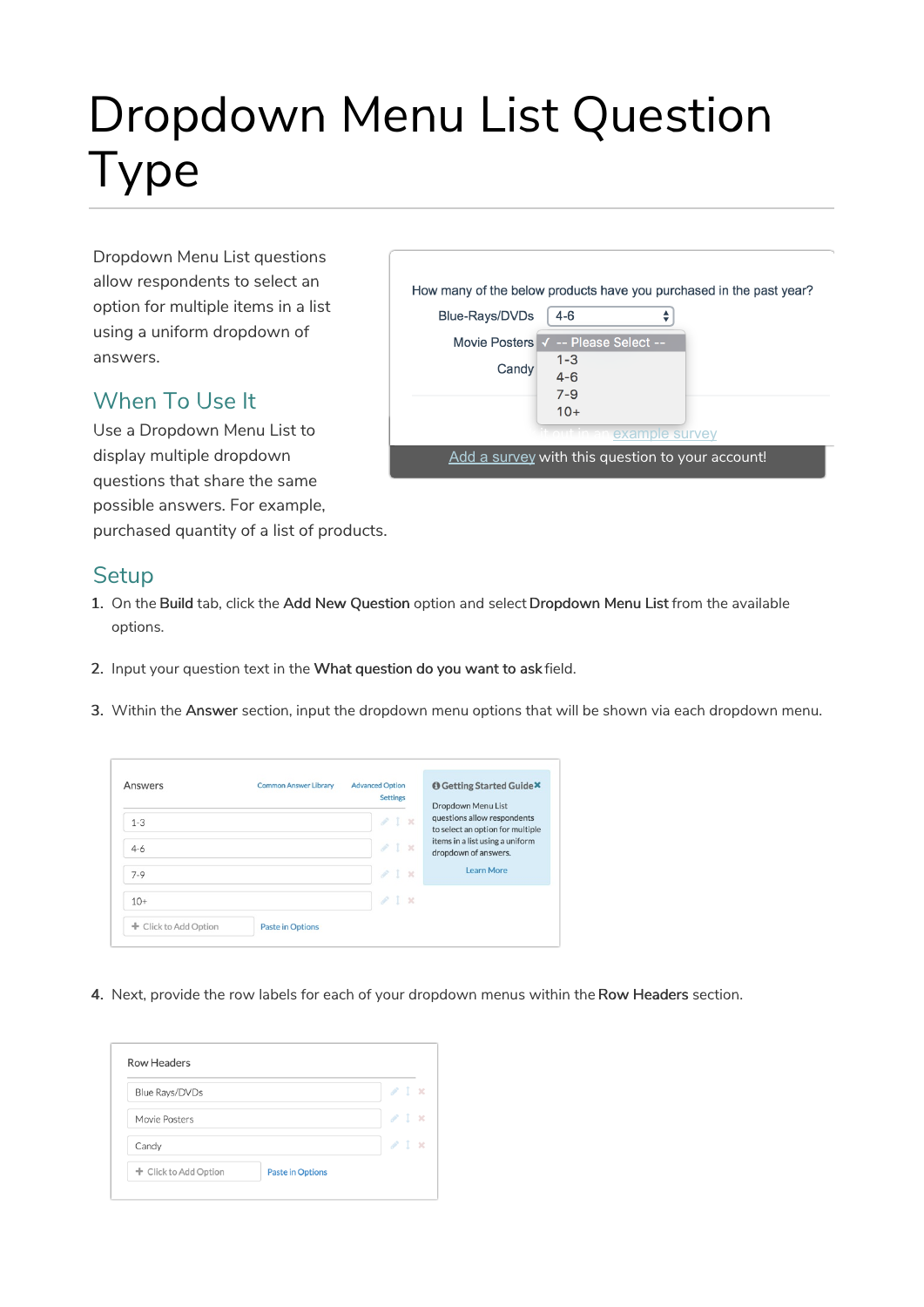# Dropdown Menu List Question Type

Dropdown Menu List questions allow respondents to select an option for multiple items in a list using a uniform dropdown of answers.

## When To Use It

Use a Dropdown Menu List to display multiple dropdown questions that share the same possible answers. For example, purchased quantity of a list of products.

## Setup

1. On the **Build** tab, click the **Add New Question** option and select **Dropdown Menu List** from the available options.
2. Input your question text in the **What question do you want to ask** field.
3. Within the **Answer** section, input the dropdown menu options that will be shown via each dropdown menu.
4. Next, provide the row labels for each of your dropdown menus within the **Row Headers** section.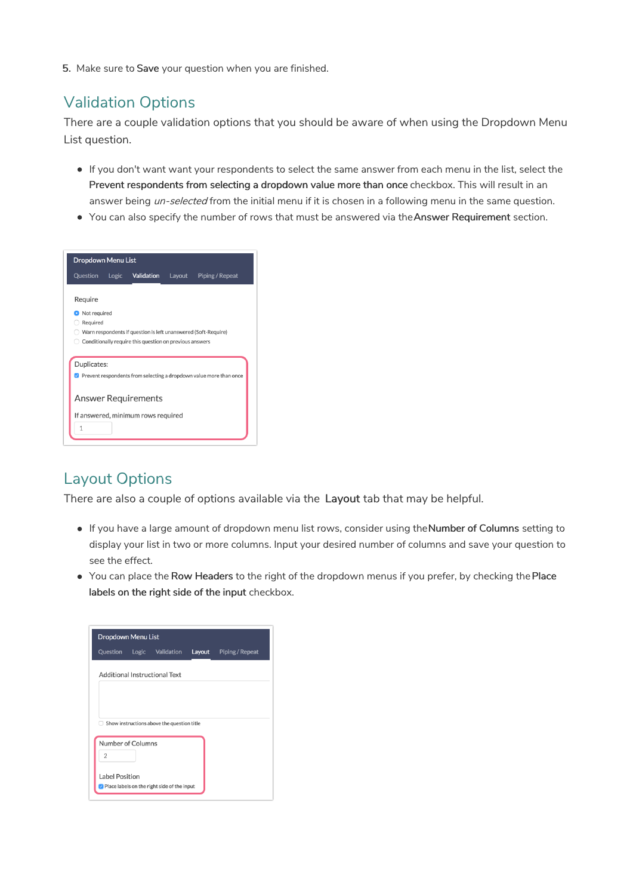5. Make sure to **Save** your question when you are finished.

## Validation Options

There are a couple validation options that you should be aware of when using the Dropdown Menu List question.

- If you don't want want your respondents to select the same answer from each menu in the list, select the **Prevent respondents from selecting a dropdown value more than once** checkbox. This will result in an answer being *un-selected* from the initial menu if it is chosen in a following menu in the same question.
- You can also specify the number of rows that must be answered via the **Answer Requirement** section.

## Layout Options

There are also a couple of options available via the **Layout** tab that may be helpful.

- If you have a large amount of dropdown menu list rows, consider using the **Number of Columns** setting to display your list in two or more columns. Input your desired number of columns and save your question to see the effect.
- You can place the **Row Headers** to the right of the dropdown menus if you prefer, by checking the **Place labels on the right side of the input** checkbox.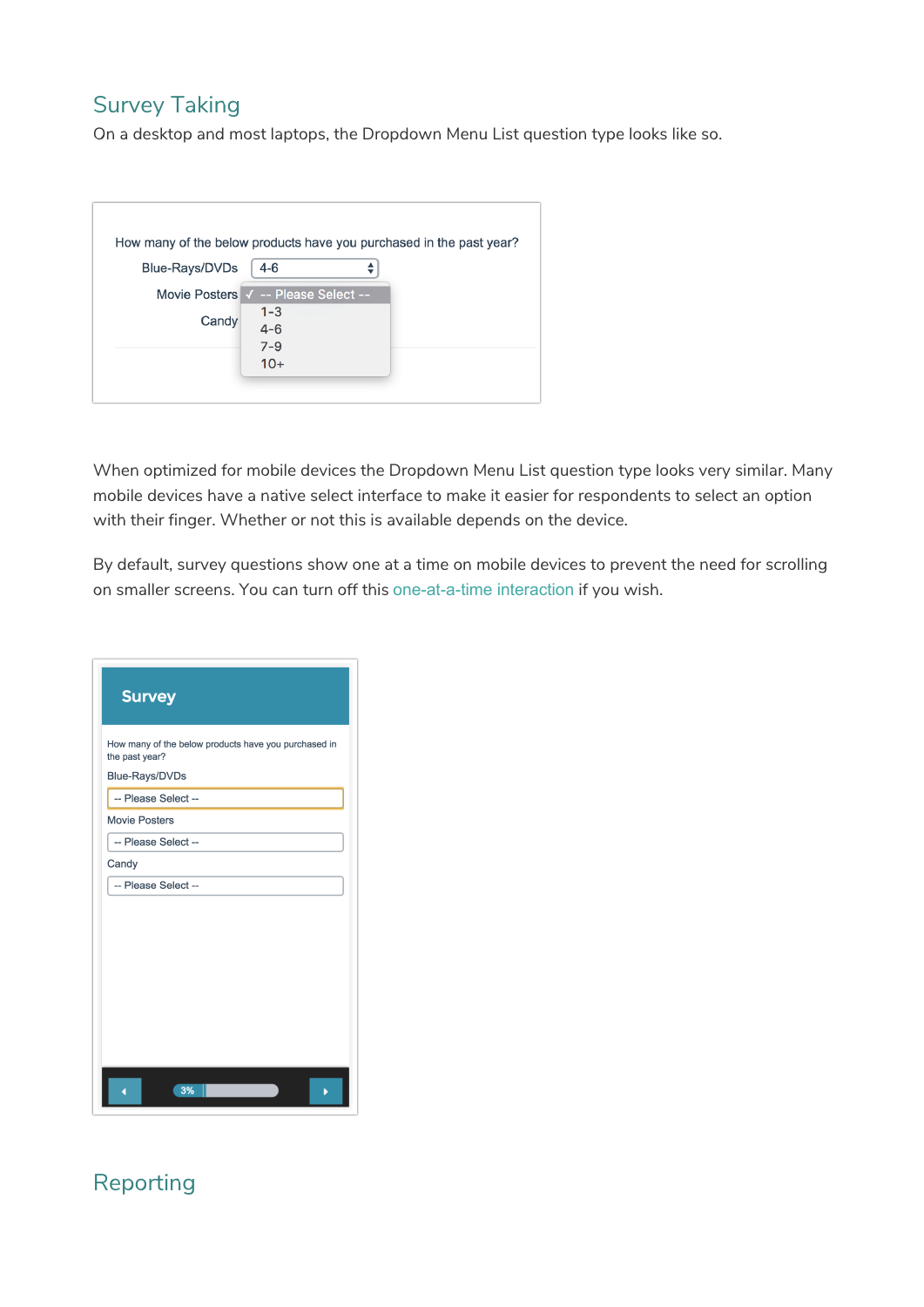## Survey Taking

On a desktop and most laptops, the Dropdown Menu List question type looks like so.

When optimized for mobile devices the Dropdown Menu List question type looks very similar. Many mobile devices have a native select interface to make it easier for respondents to select an option with their finger. Whether or not this is available depends on the device.

By default, survey questions show one at a time on mobile devices to prevent the need for scrolling on smaller screens. You can turn off this one-at-a-time interaction if you wish.

## Reporting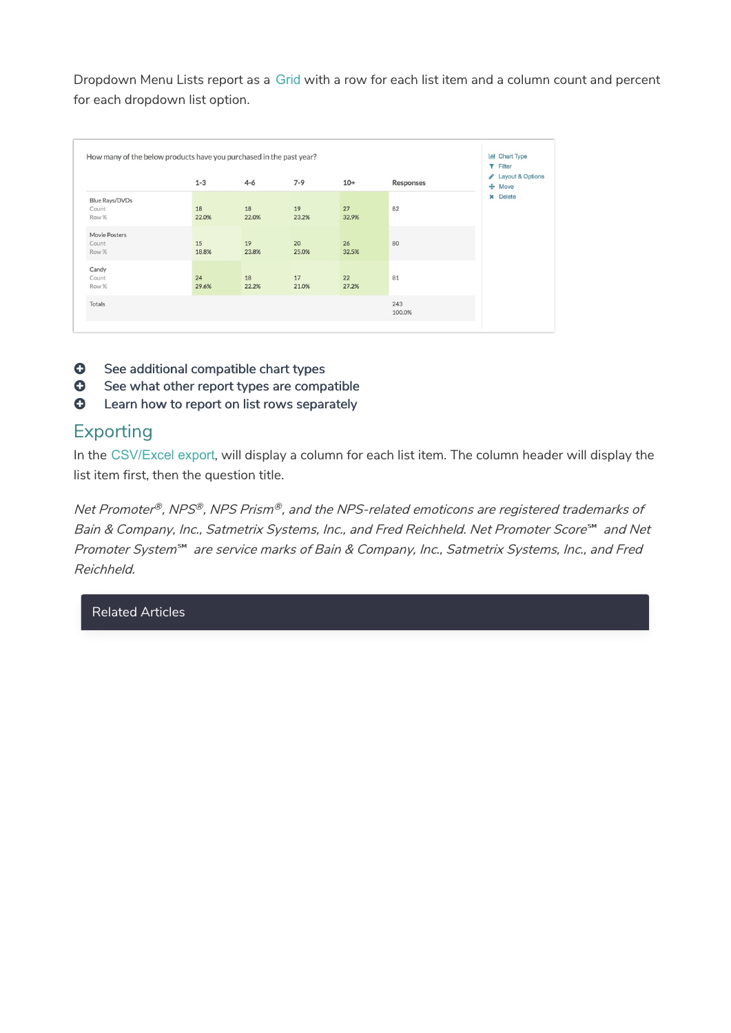Dropdown Menu Lists report as a Grid with a row for each list item and a column count and percent for each dropdown list option.

How many of the below products have you purchased in the past year?

| | 1-3 | 4-6 | 7-9 | 10+ | Responses |
|---|---|---|---|---|---|
| Blue Rays/DVDs Count Row % | 18 22.0% | 18 22.0% | 19 23.2% | 27 32.9% | 82 |
| Movie Posters Count Row % | 15 18.8% | 19 23.8% | 20 25.0% | 26 32.5% | 80 |
| Candy Count Row % | 24 29.6% | 18 22.2% | 17 21.0% | 22 27.2% | 81 |
| Totals | | | | | 243 100.0% |

Chart Type
Filter
Layout & Options
Move
Delete

- See additional compatible chart types
- See what other report types are compatible
- Learn how to report on list rows separately

## Exporting

In the CSV/Excel export, will display a column for each list item. The column header will display the list item first, then the question title.

*Net Promoter®, NPS®, NPS Prism®, and the NPS-related emoticons are registered trademarks of Bain & Company, Inc., Satmetrix Systems, Inc., and Fred Reichheld. Net Promoter Score℠ and Net Promoter System℠ are service marks of Bain & Company, Inc., Satmetrix Systems, Inc., and Fred Reichheld.*

Related Articles